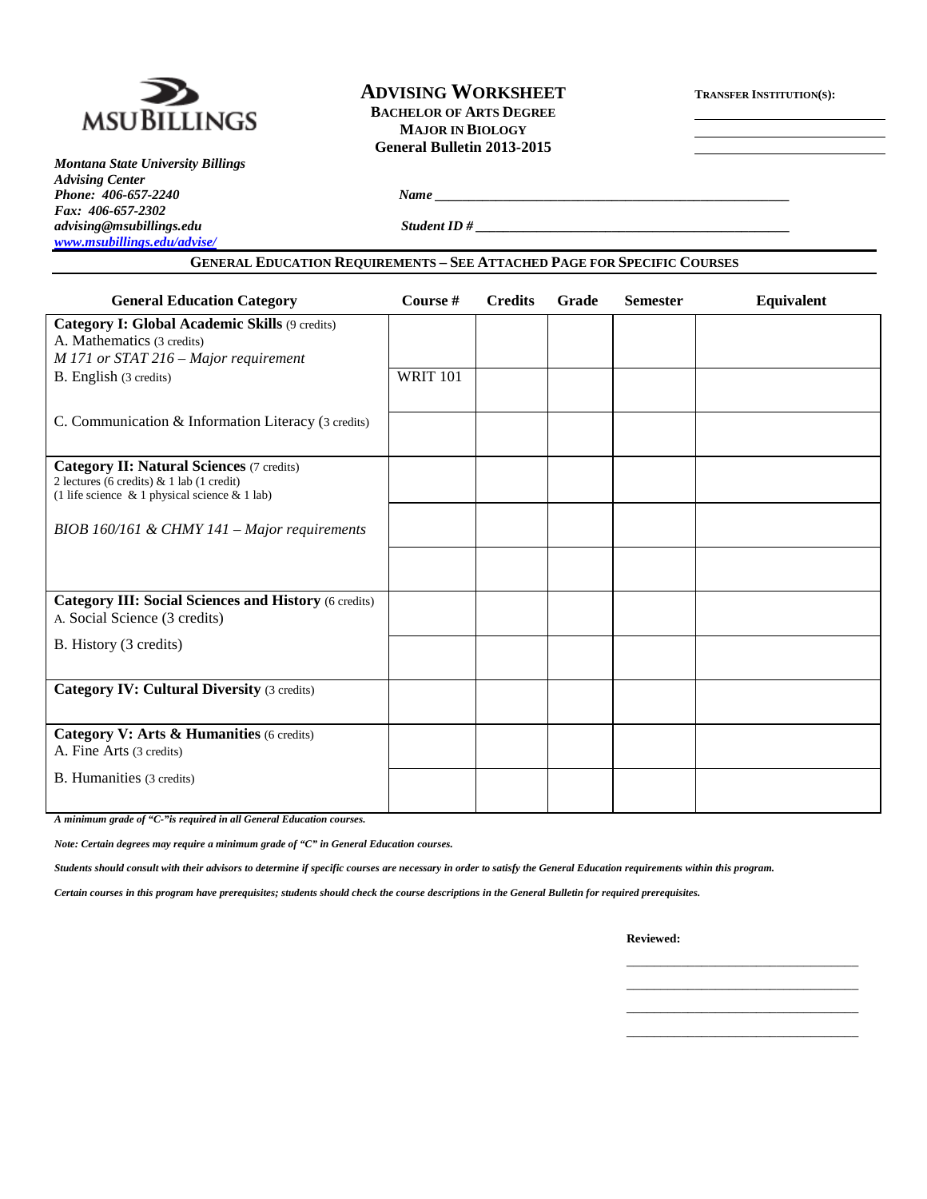MSU BILLINGS

***Montana State University Billings***
***Advising Center***
***Phone: 406-657-2240***
***Fax: 406-657-2302***
***advising@msubillings.edu***
***www.msubillings.edu/advise/***

# ADVISING WORKSHEET

**BACHELOR OF ARTS DEGREE**
**MAJOR IN BIOLOGY**
**General Bulletin 2013-2015**

**TRANSFER INSTITUTION(S):**

______________________
______________________
______________________

***Name*** ______________________________________________

***Student ID #*** ________________________________________

## GENERAL EDUCATION REQUIREMENTS – SEE ATTACHED PAGE FOR SPECIFIC COURSES

| General Education Category | Course # | Credits | Grade | Semester | Equivalent |
|---|---|---|---|---|---|
| **Category I: Global Academic Skills** (9 credits)<br>A. Mathematics (3 credits)<br>*M 171 or STAT 216 – Major requirement* | | | | | |
| B. English (3 credits) | WRIT 101 | | | | |
| C. Communication & Information Literacy (3 credits) | | | | | |
| **Category II: Natural Sciences** (7 credits)<br>2 lectures (6 credits) & 1 lab (1 credit)<br>(1 life science & 1 physical science & 1 lab) | | | | | |
| *BIOB 160/161 & CHMY 141 – Major requirements* | | | | | |
| | | | | | |
| **Category III: Social Sciences and History** (6 credits)<br>A. Social Science (3 credits) | | | | | |
| B. History (3 credits) | | | | | |
| **Category IV: Cultural Diversity** (3 credits) | | | | | |
| **Category V: Arts & Humanities** (6 credits)<br>A. Fine Arts (3 credits) | | | | | |
| B. Humanities (3 credits) | | | | | |

***A minimum grade of "C-"is required in all General Education courses.***

***Note: Certain degrees may require a minimum grade of "C" in General Education courses.***

***Students should consult with their advisors to determine if specific courses are necessary in order to satisfy the General Education requirements within this program.***

***Certain courses in this program have prerequisites; students should check the course descriptions in the General Bulletin for required prerequisites.***

**Reviewed:**

______________________________
______________________________
______________________________
______________________________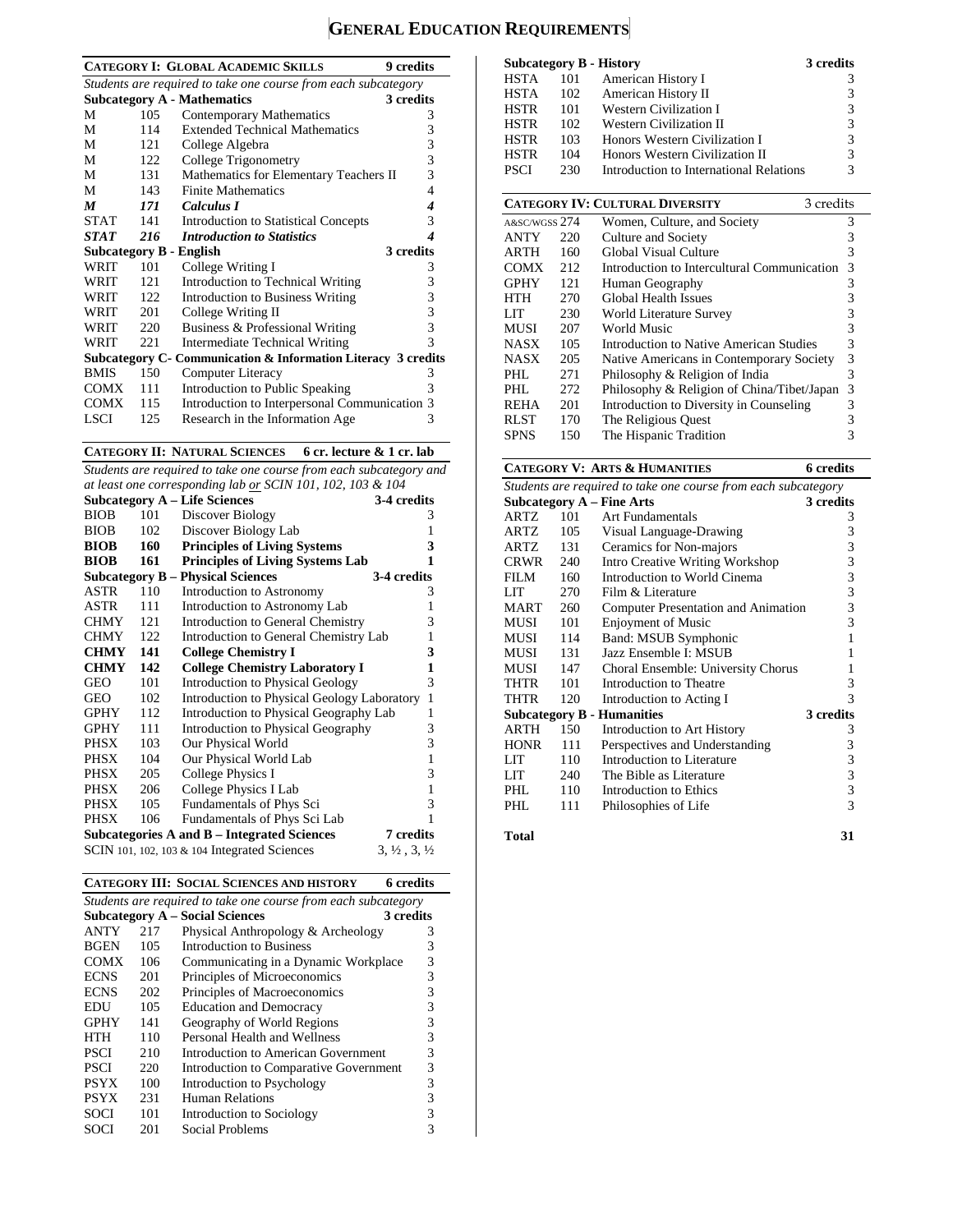# General Education Requirements

## Category I: Global Academic Skills — 9 credits

*Students are required to take one course from each subcategory*

| | | | |
|---|---|---|---|
| **Subcategory A - Mathematics** | | | **3 credits** |
| M | 105 | Contemporary Mathematics | 3 |
| M | 114 | Extended Technical Mathematics | 3 |
| M | 121 | College Algebra | 3 |
| M | 122 | College Trigonometry | 3 |
| M | 131 | Mathematics for Elementary Teachers II | 3 |
| M | 143 | Finite Mathematics | 4 |
| ***M*** | ***171*** | ***Calculus I*** | ***4*** |
| STAT | 141 | Introduction to Statistical Concepts | 3 |
| ***STAT*** | ***216*** | ***Introduction to Statistics*** | ***4*** |
| **Subcategory B - English** | | | **3 credits** |
| WRIT | 101 | College Writing I | 3 |
| WRIT | 121 | Introduction to Technical Writing | 3 |
| WRIT | 122 | Introduction to Business Writing | 3 |
| WRIT | 201 | College Writing II | 3 |
| WRIT | 220 | Business & Professional Writing | 3 |
| WRIT | 221 | Intermediate Technical Writing | 3 |
| **Subcategory C- Communication & Information Literacy** | | | **3 credits** |
| BMIS | 150 | Computer Literacy | 3 |
| COMX | 111 | Introduction to Public Speaking | 3 |
| COMX | 115 | Introduction to Interpersonal Communication | 3 |
| LSCI | 125 | Research in the Information Age | 3 |

## Category II: Natural Sciences — 6 cr. lecture & 1 cr. lab

*Students are required to take one course from each subcategory and at least one corresponding lab or SCIN 101, 102, 103 & 104*

| | | | |
|---|---|---|---|
| **Subcategory A – Life Sciences** | | | **3-4 credits** |
| BIOB | 101 | Discover Biology | 3 |
| BIOB | 102 | Discover Biology Lab | 1 |
| **BIOB** | **160** | **Principles of Living Systems** | **3** |
| **BIOB** | **161** | **Principles of Living Systems Lab** | **1** |
| **Subcategory B – Physical Sciences** | | | **3-4 credits** |
| ASTR | 110 | Introduction to Astronomy | 3 |
| ASTR | 111 | Introduction to Astronomy Lab | 1 |
| CHMY | 121 | Introduction to General Chemistry | 3 |
| CHMY | 122 | Introduction to General Chemistry Lab | 1 |
| **CHMY** | **141** | **College Chemistry I** | **3** |
| **CHMY** | **142** | **College Chemistry Laboratory I** | **1** |
| GEO | 101 | Introduction to Physical Geology | 3 |
| GEO | 102 | Introduction to Physical Geology Laboratory | 1 |
| GPHY | 112 | Introduction to Physical Geography Lab | 1 |
| GPHY | 111 | Introduction to Physical Geography | 3 |
| PHSX | 103 | Our Physical World | 3 |
| PHSX | 104 | Our Physical World Lab | 1 |
| PHSX | 205 | College Physics I | 3 |
| PHSX | 206 | College Physics I Lab | 1 |
| PHSX | 105 | Fundamentals of Phys Sci | 3 |
| PHSX | 106 | Fundamentals of Phys Sci Lab | 1 |
| **Subcategories A and B – Integrated Sciences** | | | **7 credits** |
| SCIN 101, 102, 103 & 104 Integrated Sciences | | | 3, ½ , 3, ½ |

## Category III: Social Sciences and History — 6 credits

*Students are required to take one course from each subcategory*

| | | | |
|---|---|---|---|
| **Subcategory A – Social Sciences** | | | **3 credits** |
| ANTY | 217 | Physical Anthropology & Archeology | 3 |
| BGEN | 105 | Introduction to Business | 3 |
| COMX | 106 | Communicating in a Dynamic Workplace | 3 |
| ECNS | 201 | Principles of Microeconomics | 3 |
| ECNS | 202 | Principles of Macroeconomics | 3 |
| EDU | 105 | Education and Democracy | 3 |
| GPHY | 141 | Geography of World Regions | 3 |
| HTH | 110 | Personal Health and Wellness | 3 |
| PSCI | 210 | Introduction to American Government | 3 |
| PSCI | 220 | Introduction to Comparative Government | 3 |
| PSYX | 100 | Introduction to Psychology | 3 |
| PSYX | 231 | Human Relations | 3 |
| SOCI | 101 | Introduction to Sociology | 3 |
| SOCI | 201 | Social Problems | 3 |
| **Subcategory B - History** | | | **3 credits** |
| HSTA | 101 | American History I | 3 |
| HSTA | 102 | American History II | 3 |
| HSTR | 101 | Western Civilization I | 3 |
| HSTR | 102 | Western Civilization II | 3 |
| HSTR | 103 | Honors Western Civilization I | 3 |
| HSTR | 104 | Honors Western Civilization II | 3 |
| PSCI | 230 | Introduction to International Relations | 3 |

## Category IV: Cultural Diversity — 3 credits

| | | | |
|---|---|---|---|
| A&SC/WGSS | 274 | Women, Culture, and Society | 3 |
| ANTY | 220 | Culture and Society | 3 |
| ARTH | 160 | Global Visual Culture | 3 |
| COMX | 212 | Introduction to Intercultural Communication | 3 |
| GPHY | 121 | Human Geography | 3 |
| HTH | 270 | Global Health Issues | 3 |
| LIT | 230 | World Literature Survey | 3 |
| MUSI | 207 | World Music | 3 |
| NASX | 105 | Introduction to Native American Studies | 3 |
| NASX | 205 | Native Americans in Contemporary Society | 3 |
| PHL | 271 | Philosophy & Religion of India | 3 |
| PHL | 272 | Philosophy & Religion of China/Tibet/Japan | 3 |
| REHA | 201 | Introduction to Diversity in Counseling | 3 |
| RLST | 170 | The Religious Quest | 3 |
| SPNS | 150 | The Hispanic Tradition | 3 |

## Category V: Arts & Humanities — 6 credits

*Students are required to take one course from each subcategory*

| | | | |
|---|---|---|---|
| **Subcategory A – Fine Arts** | | | **3 credits** |
| ARTZ | 101 | Art Fundamentals | 3 |
| ARTZ | 105 | Visual Language-Drawing | 3 |
| ARTZ | 131 | Ceramics for Non-majors | 3 |
| CRWR | 240 | Intro Creative Writing Workshop | 3 |
| FILM | 160 | Introduction to World Cinema | 3 |
| LIT | 270 | Film & Literature | 3 |
| MART | 260 | Computer Presentation and Animation | 3 |
| MUSI | 101 | Enjoyment of Music | 3 |
| MUSI | 114 | Band: MSUB Symphonic | 1 |
| MUSI | 131 | Jazz Ensemble I: MSUB | 1 |
| MUSI | 147 | Choral Ensemble: University Chorus | 1 |
| THTR | 101 | Introduction to Theatre | 3 |
| THTR | 120 | Introduction to Acting I | 3 |
| **Subcategory B - Humanities** | | | **3 credits** |
| ARTH | 150 | Introduction to Art History | 3 |
| HONR | 111 | Perspectives and Understanding | 3 |
| LIT | 110 | Introduction to Literature | 3 |
| LIT | 240 | The Bible as Literature | 3 |
| PHL | 110 | Introduction to Ethics | 3 |
| PHL | 111 | Philosophies of Life | 3 |

**Total** — **31**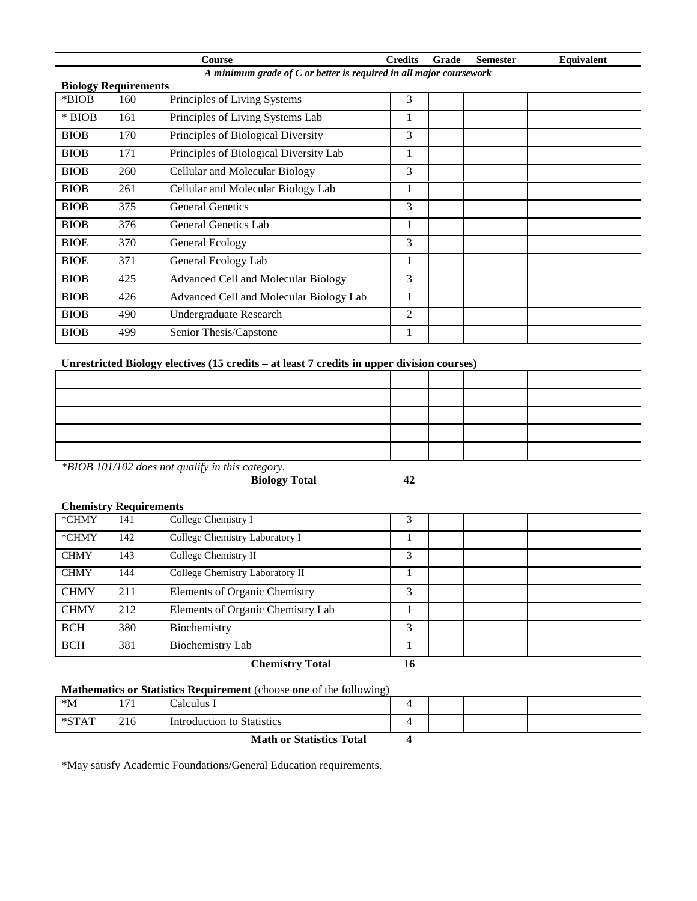| | | Course | Credits | Grade | Semester | Equivalent |
|---|---|---|---|---|---|---|

*A minimum grade of C or better is required in all major coursework*

**Biology Requirements**

| | | | | | | |
|---|---|---|---|---|---|---|
| *BIOB | 160 | Principles of Living Systems | 3 | | | |
| * BIOB | 161 | Principles of Living Systems Lab | 1 | | | |
| BIOB | 170 | Principles of Biological Diversity | 3 | | | |
| BIOB | 171 | Principles of Biological Diversity Lab | 1 | | | |
| BIOB | 260 | Cellular and Molecular Biology | 3 | | | |
| BIOB | 261 | Cellular and Molecular Biology Lab | 1 | | | |
| BIOB | 375 | General Genetics | 3 | | | |
| BIOB | 376 | General Genetics Lab | 1 | | | |
| BIOE | 370 | General Ecology | 3 | | | |
| BIOE | 371 | General Ecology Lab | 1 | | | |
| BIOB | 425 | Advanced Cell and Molecular Biology | 3 | | | |
| BIOB | 426 | Advanced Cell and Molecular Biology Lab | 1 | | | |
| BIOB | 490 | Undergraduate Research | 2 | | | |
| BIOB | 499 | Senior Thesis/Capstone | 1 | | | |

**Unrestricted Biology electives (15 credits – at least 7 credits in upper division courses)**

| | | | | |
|---|---|---|---|---|
| | | | | |
| | | | | |
| | | | | |
| | | | | |
| | | | | |

*\*BIOB 101/102 does not qualify in this category.*

**Biology Total** **42**

**Chemistry Requirements**

| | | | | | | |
|---|---|---|---|---|---|---|
| *CHMY | 141 | College Chemistry I | 3 | | | |
| *CHMY | 142 | College Chemistry Laboratory I | 1 | | | |
| CHMY | 143 | College Chemistry II | 3 | | | |
| CHMY | 144 | College Chemistry Laboratory II | 1 | | | |
| CHMY | 211 | Elements of Organic Chemistry | 3 | | | |
| CHMY | 212 | Elements of Organic Chemistry Lab | 1 | | | |
| BCH | 380 | Biochemistry | 3 | | | |
| BCH | 381 | Biochemistry Lab | 1 | | | |
| | | **Chemistry Total** | **16** | | | |

**Mathematics or Statistics Requirement** (choose **one** of the following)

| | | | | | | |
|---|---|---|---|---|---|---|
| *M | 171 | Calculus I | 4 | | | |
| *STAT | 216 | Introduction to Statistics | 4 | | | |
| | | **Math or Statistics Total** | **4** | | | |

*May satisfy Academic Foundations/General Education requirements.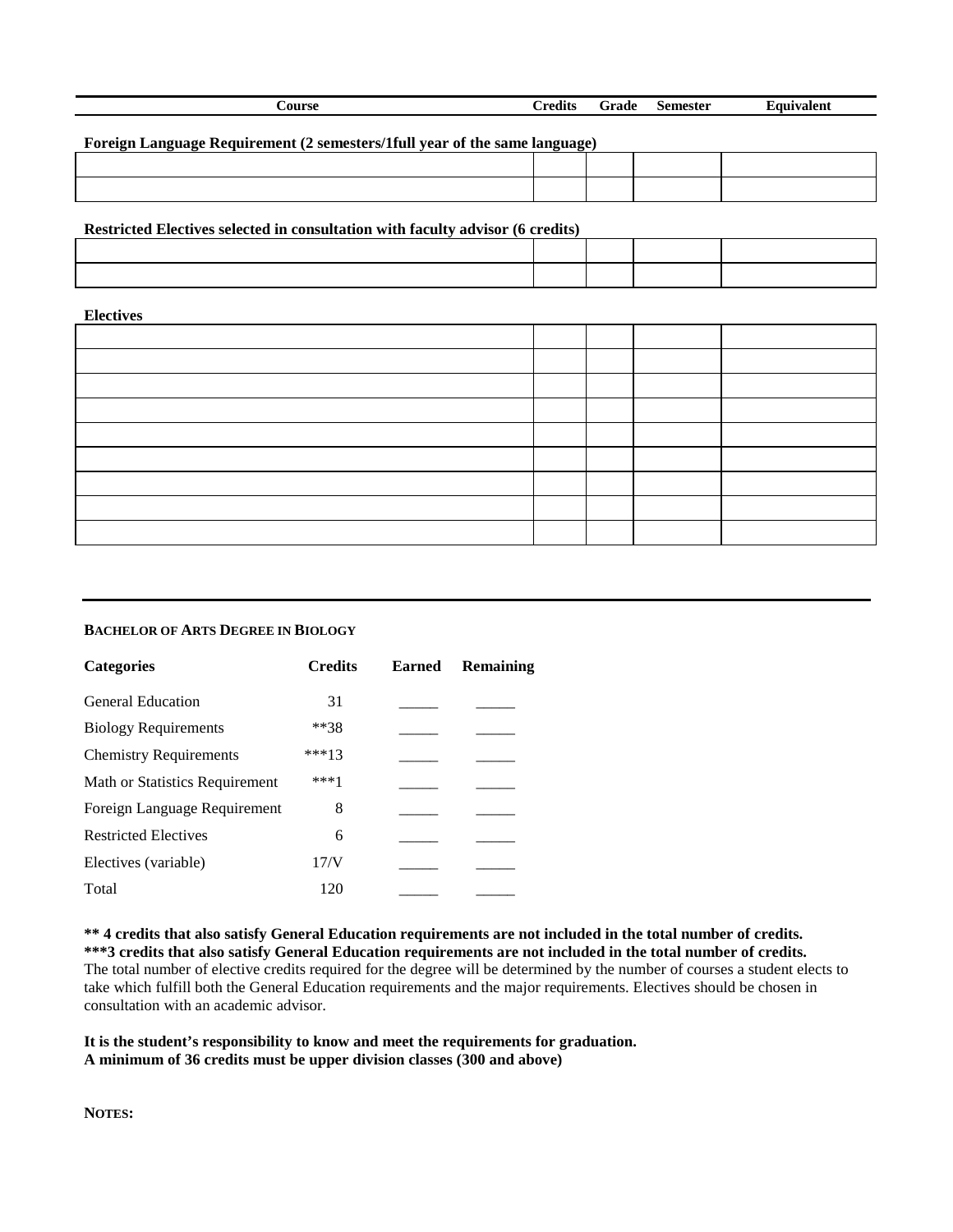| Course | Credits | Grade | Semester | Equivalent |
|---|---|---|---|---|

**Foreign Language Requirement (2 semesters/1full year of the same language)**

| | | | | |
|---|---|---|---|---|
| | | | | |
| | | | | |

**Restricted Electives selected in consultation with faculty advisor (6 credits)**

| | | | | |
|---|---|---|---|---|
| | | | | |
| | | | | |

**Electives**

| | | | | |
|---|---|---|---|---|
| | | | | |
| | | | | |
| | | | | |
| | | | | |
| | | | | |
| | | | | |
| | | | | |
| | | | | |
| | | | | |

---

**BACHELOR OF ARTS DEGREE IN BIOLOGY**

| Categories | Credits | Earned | Remaining |
|---|---|---|---|
| General Education | 31 | _____ | _____ |
| Biology Requirements | **38 | _____ | _____ |
| Chemistry Requirements | ***13 | _____ | _____ |
| Math or Statistics Requirement | ***1 | _____ | _____ |
| Foreign Language Requirement | 8 | _____ | _____ |
| Restricted Electives | 6 | _____ | _____ |
| Electives (variable) | 17/V | _____ | _____ |
| Total | 120 | _____ | _____ |

**\*\* 4 credits that also satisfy General Education requirements are not included in the total number of credits.**
**\*\*\*3 credits that also satisfy General Education requirements are not included in the total number of credits.**
The total number of elective credits required for the degree will be determined by the number of courses a student elects to take which fulfill both the General Education requirements and the major requirements. Electives should be chosen in consultation with an academic advisor.

**It is the student's responsibility to know and meet the requirements for graduation.**
**A minimum of 36 credits must be upper division classes (300 and above)**

**NOTES:**